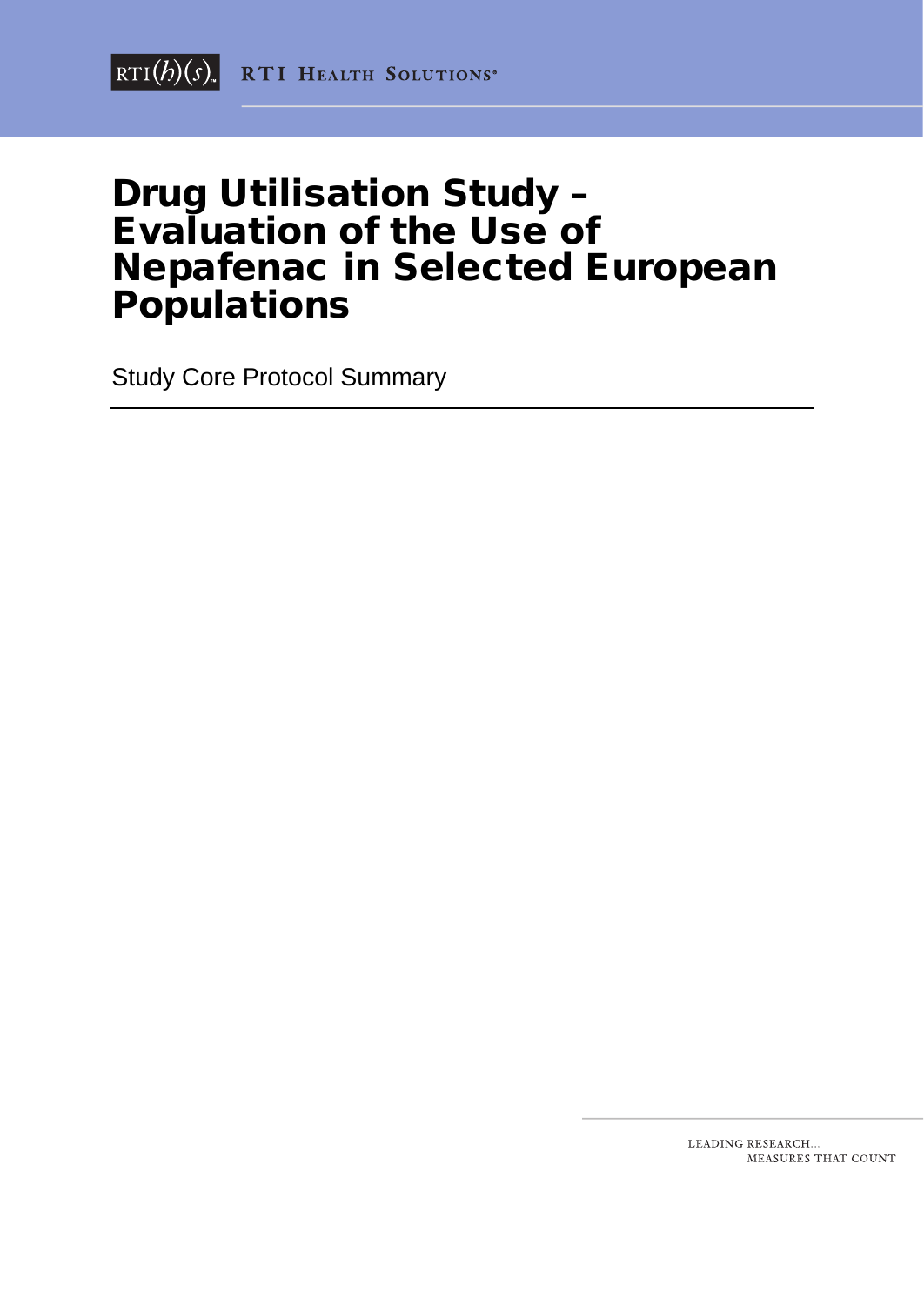RTI HEALTH SOLUTIONS

# Drug Utilisation Study – Evaluation of the Use of Nepafenac in Selected European Populations

Study Core Protocol Summary

LEADING RESEARCH…
MEASURES THAT COUNT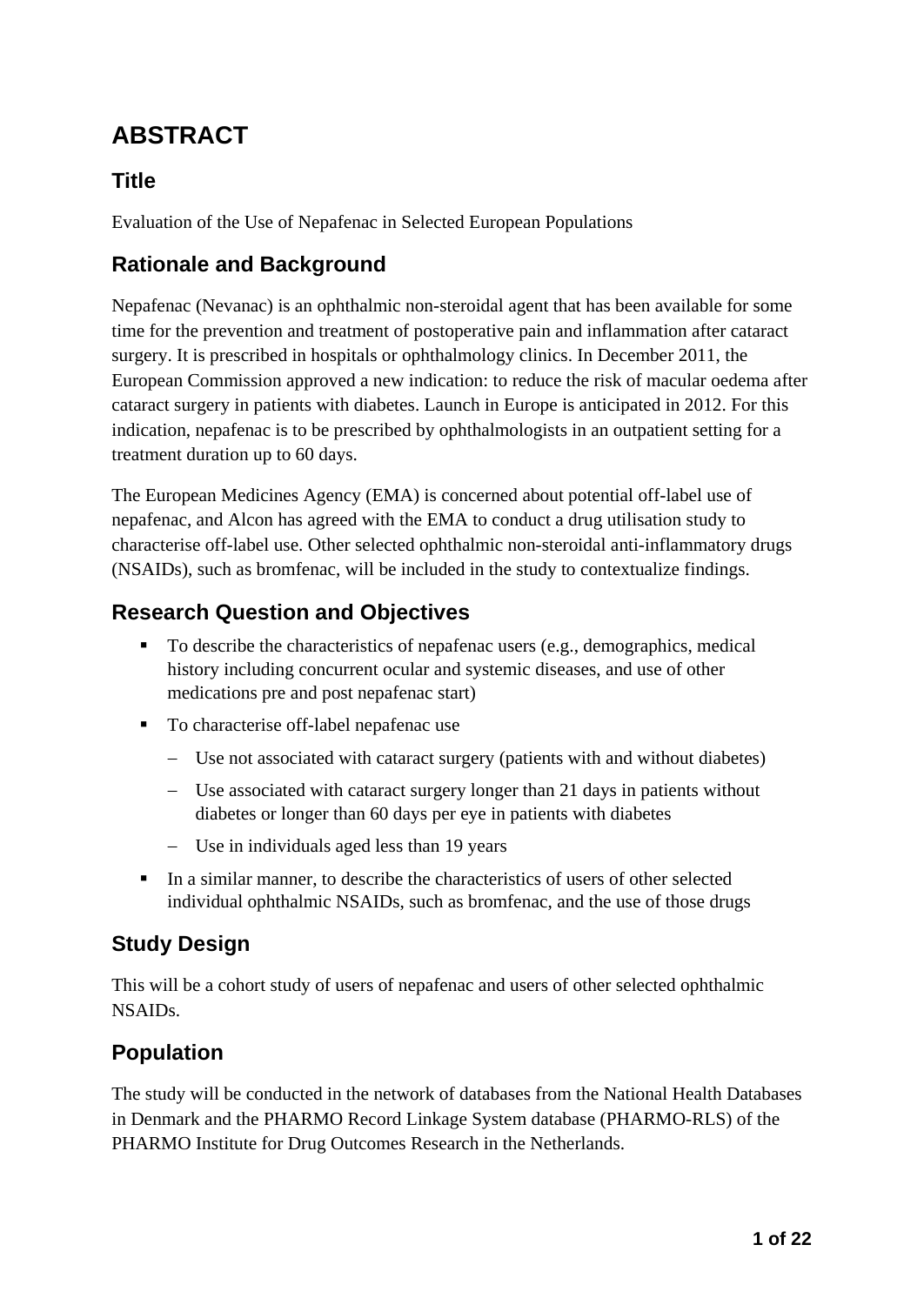# ABSTRACT

## Title

Evaluation of the Use of Nepafenac in Selected European Populations

## Rationale and Background

Nepafenac (Nevanac) is an ophthalmic non-steroidal agent that has been available for some time for the prevention and treatment of postoperative pain and inflammation after cataract surgery. It is prescribed in hospitals or ophthalmology clinics. In December 2011, the European Commission approved a new indication: to reduce the risk of macular oedema after cataract surgery in patients with diabetes. Launch in Europe is anticipated in 2012. For this indication, nepafenac is to be prescribed by ophthalmologists in an outpatient setting for a treatment duration up to 60 days.

The European Medicines Agency (EMA) is concerned about potential off-label use of nepafenac, and Alcon has agreed with the EMA to conduct a drug utilisation study to characterise off-label use. Other selected ophthalmic non-steroidal anti-inflammatory drugs (NSAIDs), such as bromfenac, will be included in the study to contextualize findings.

## Research Question and Objectives

- To describe the characteristics of nepafenac users (e.g., demographics, medical history including concurrent ocular and systemic diseases, and use of other medications pre and post nepafenac start)
- To characterise off-label nepafenac use
  - Use not associated with cataract surgery (patients with and without diabetes)
  - Use associated with cataract surgery longer than 21 days in patients without diabetes or longer than 60 days per eye in patients with diabetes
  - Use in individuals aged less than 19 years
- In a similar manner, to describe the characteristics of users of other selected individual ophthalmic NSAIDs, such as bromfenac, and the use of those drugs

## Study Design

This will be a cohort study of users of nepafenac and users of other selected ophthalmic NSAIDs.

## Population

The study will be conducted in the network of databases from the National Health Databases in Denmark and the PHARMO Record Linkage System database (PHARMO-RLS) of the PHARMO Institute for Drug Outcomes Research in the Netherlands.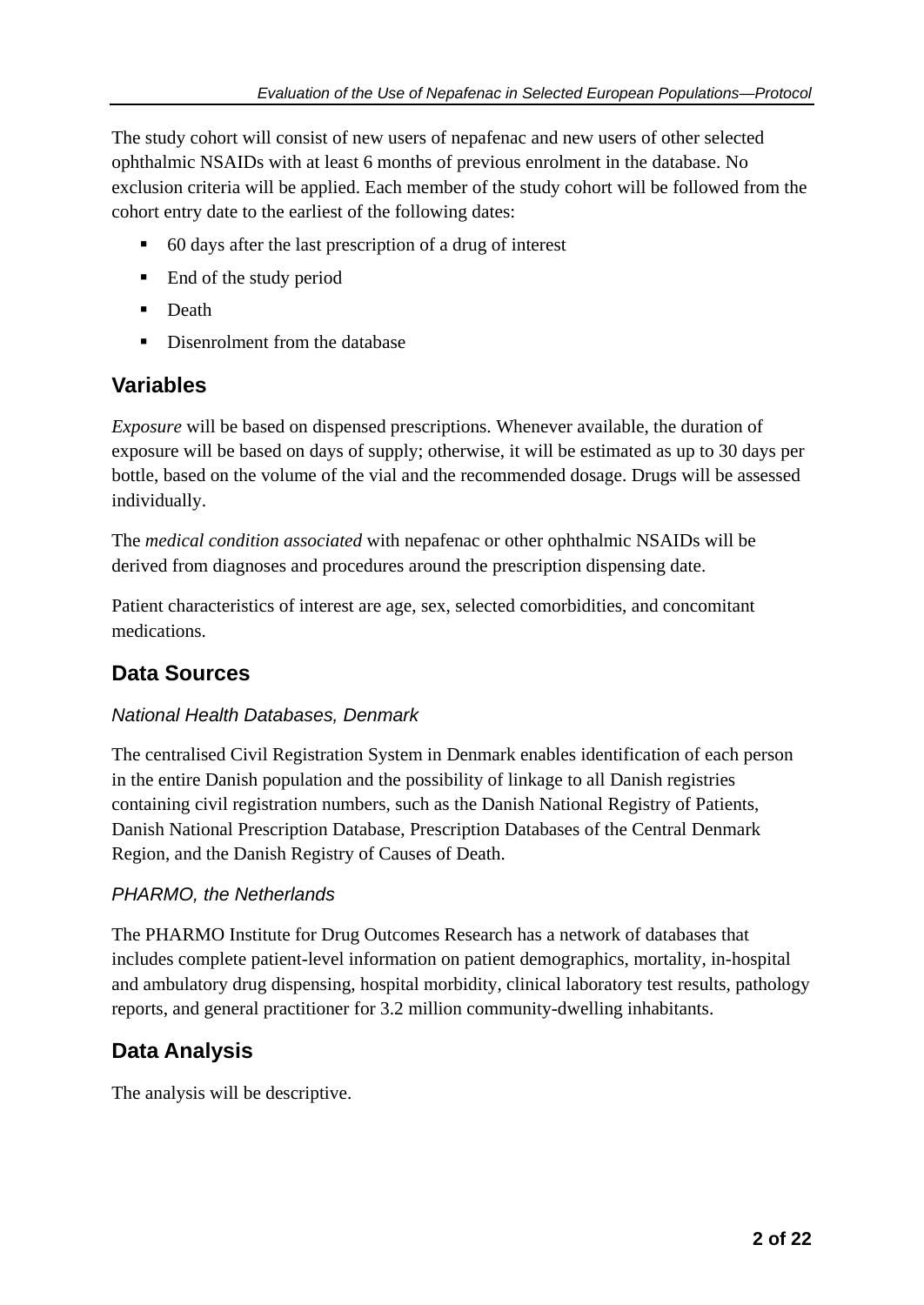The study cohort will consist of new users of nepafenac and new users of other selected ophthalmic NSAIDs with at least 6 months of previous enrolment in the database. No exclusion criteria will be applied. Each member of the study cohort will be followed from the cohort entry date to the earliest of the following dates:

- 60 days after the last prescription of a drug of interest
- End of the study period
- Death
- Disenrolment from the database

## Variables

*Exposure* will be based on dispensed prescriptions. Whenever available, the duration of exposure will be based on days of supply; otherwise, it will be estimated as up to 30 days per bottle, based on the volume of the vial and the recommended dosage. Drugs will be assessed individually.

The *medical condition associated* with nepafenac or other ophthalmic NSAIDs will be derived from diagnoses and procedures around the prescription dispensing date.

Patient characteristics of interest are age, sex, selected comorbidities, and concomitant medications.

## Data Sources

### *National Health Databases, Denmark*

The centralised Civil Registration System in Denmark enables identification of each person in the entire Danish population and the possibility of linkage to all Danish registries containing civil registration numbers, such as the Danish National Registry of Patients, Danish National Prescription Database, Prescription Databases of the Central Denmark Region, and the Danish Registry of Causes of Death.

### *PHARMO, the Netherlands*

The PHARMO Institute for Drug Outcomes Research has a network of databases that includes complete patient-level information on patient demographics, mortality, in-hospital and ambulatory drug dispensing, hospital morbidity, clinical laboratory test results, pathology reports, and general practitioner for 3.2 million community-dwelling inhabitants.

## Data Analysis

The analysis will be descriptive.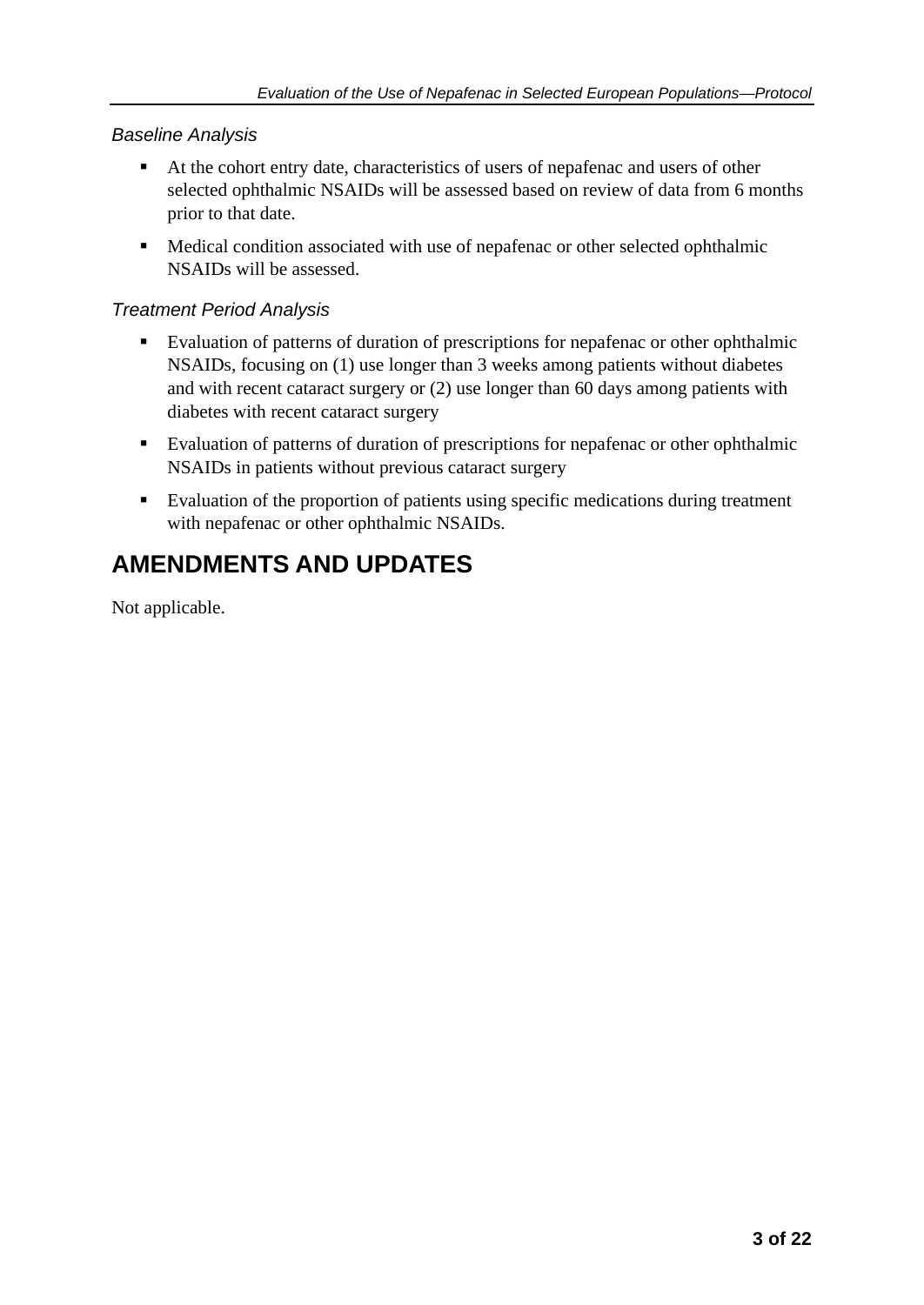*Baseline Analysis*

- At the cohort entry date, characteristics of users of nepafenac and users of other selected ophthalmic NSAIDs will be assessed based on review of data from 6 months prior to that date.
- Medical condition associated with use of nepafenac or other selected ophthalmic NSAIDs will be assessed.

*Treatment Period Analysis*

- Evaluation of patterns of duration of prescriptions for nepafenac or other ophthalmic NSAIDs, focusing on (1) use longer than 3 weeks among patients without diabetes and with recent cataract surgery or (2) use longer than 60 days among patients with diabetes with recent cataract surgery
- Evaluation of patterns of duration of prescriptions for nepafenac or other ophthalmic NSAIDs in patients without previous cataract surgery
- Evaluation of the proportion of patients using specific medications during treatment with nepafenac or other ophthalmic NSAIDs.

# AMENDMENTS AND UPDATES

Not applicable.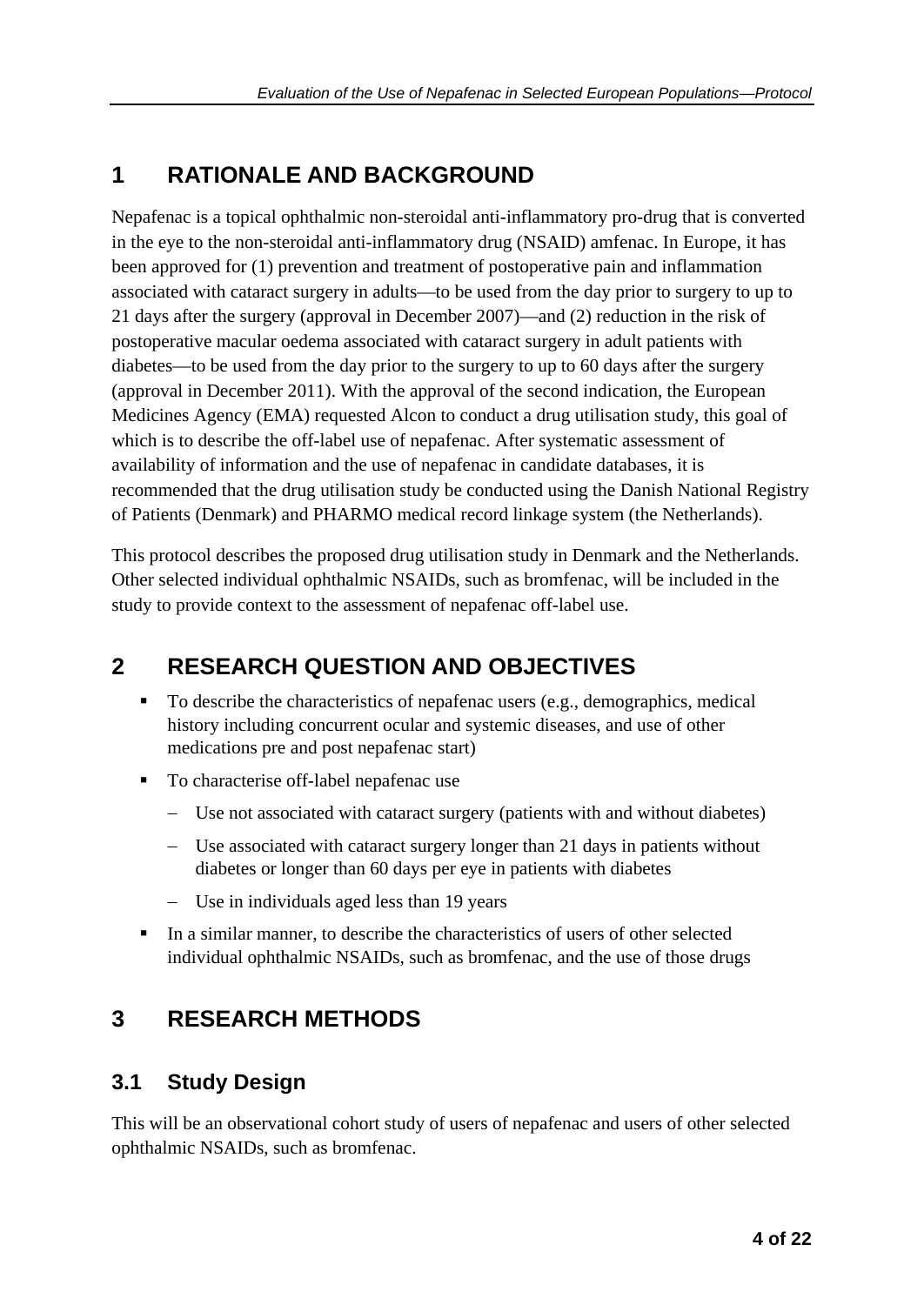# 1 RATIONALE AND BACKGROUND

Nepafenac is a topical ophthalmic non-steroidal anti-inflammatory pro-drug that is converted in the eye to the non-steroidal anti-inflammatory drug (NSAID) amfenac. In Europe, it has been approved for (1) prevention and treatment of postoperative pain and inflammation associated with cataract surgery in adults—to be used from the day prior to surgery to up to 21 days after the surgery (approval in December 2007)—and (2) reduction in the risk of postoperative macular oedema associated with cataract surgery in adult patients with diabetes—to be used from the day prior to the surgery to up to 60 days after the surgery (approval in December 2011). With the approval of the second indication, the European Medicines Agency (EMA) requested Alcon to conduct a drug utilisation study, this goal of which is to describe the off-label use of nepafenac. After systematic assessment of availability of information and the use of nepafenac in candidate databases, it is recommended that the drug utilisation study be conducted using the Danish National Registry of Patients (Denmark) and PHARMO medical record linkage system (the Netherlands).

This protocol describes the proposed drug utilisation study in Denmark and the Netherlands. Other selected individual ophthalmic NSAIDs, such as bromfenac, will be included in the study to provide context to the assessment of nepafenac off-label use.

# 2 RESEARCH QUESTION AND OBJECTIVES

- To describe the characteristics of nepafenac users (e.g., demographics, medical history including concurrent ocular and systemic diseases, and use of other medications pre and post nepafenac start)
- To characterise off-label nepafenac use
  - Use not associated with cataract surgery (patients with and without diabetes)
  - Use associated with cataract surgery longer than 21 days in patients without diabetes or longer than 60 days per eye in patients with diabetes
  - Use in individuals aged less than 19 years
- In a similar manner, to describe the characteristics of users of other selected individual ophthalmic NSAIDs, such as bromfenac, and the use of those drugs

# 3 RESEARCH METHODS

## 3.1 Study Design

This will be an observational cohort study of users of nepafenac and users of other selected ophthalmic NSAIDs, such as bromfenac.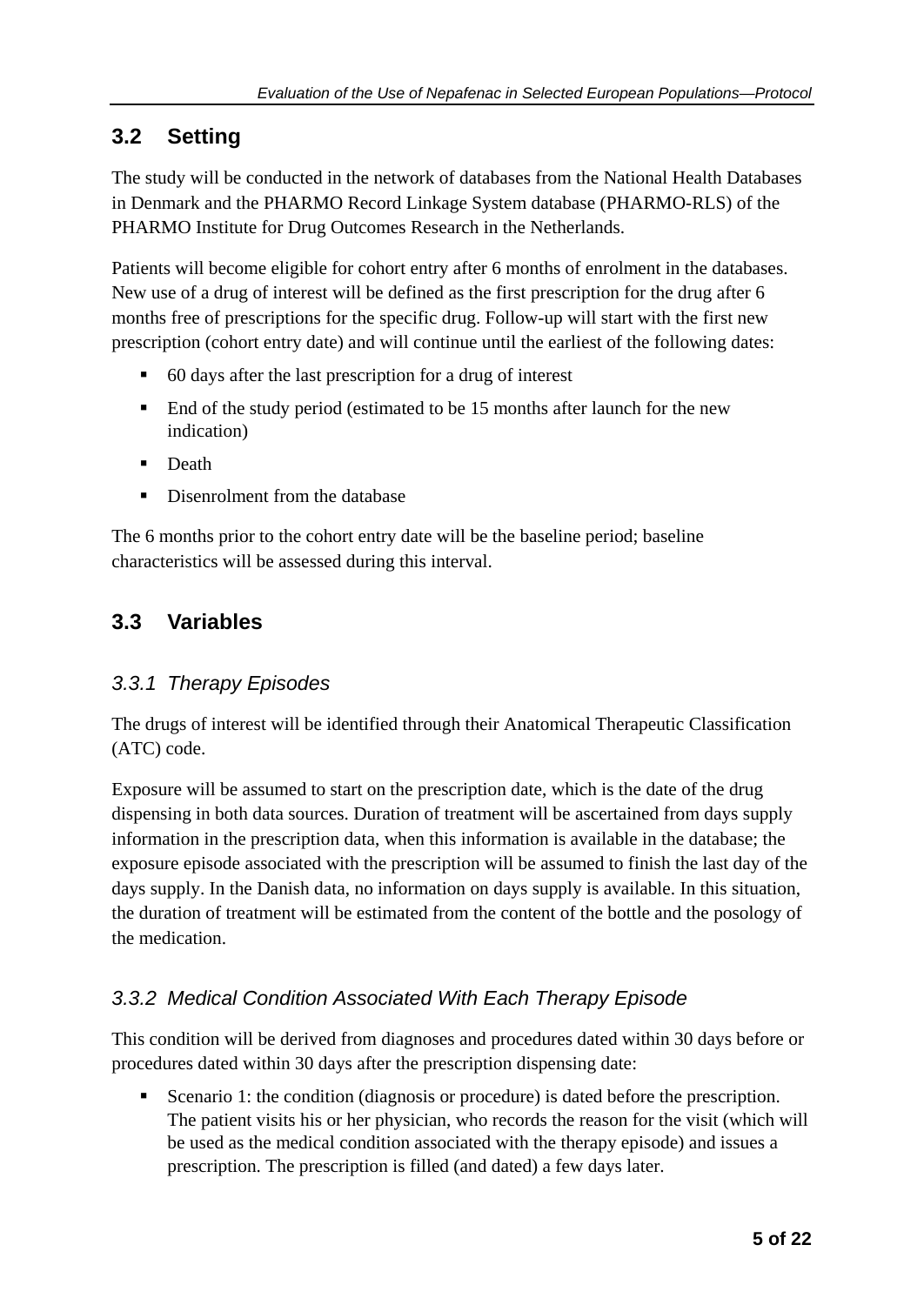## 3.2 Setting

The study will be conducted in the network of databases from the National Health Databases in Denmark and the PHARMO Record Linkage System database (PHARMO-RLS) of the PHARMO Institute for Drug Outcomes Research in the Netherlands.

Patients will become eligible for cohort entry after 6 months of enrolment in the databases. New use of a drug of interest will be defined as the first prescription for the drug after 6 months free of prescriptions for the specific drug. Follow-up will start with the first new prescription (cohort entry date) and will continue until the earliest of the following dates:

- 60 days after the last prescription for a drug of interest
- End of the study period (estimated to be 15 months after launch for the new indication)
- Death
- Disenrolment from the database

The 6 months prior to the cohort entry date will be the baseline period; baseline characteristics will be assessed during this interval.

## 3.3 Variables

### *3.3.1 Therapy Episodes*

The drugs of interest will be identified through their Anatomical Therapeutic Classification (ATC) code.

Exposure will be assumed to start on the prescription date, which is the date of the drug dispensing in both data sources. Duration of treatment will be ascertained from days supply information in the prescription data, when this information is available in the database; the exposure episode associated with the prescription will be assumed to finish the last day of the days supply. In the Danish data, no information on days supply is available. In this situation, the duration of treatment will be estimated from the content of the bottle and the posology of the medication.

### *3.3.2 Medical Condition Associated With Each Therapy Episode*

This condition will be derived from diagnoses and procedures dated within 30 days before or procedures dated within 30 days after the prescription dispensing date:

- Scenario 1: the condition (diagnosis or procedure) is dated before the prescription. The patient visits his or her physician, who records the reason for the visit (which will be used as the medical condition associated with the therapy episode) and issues a prescription. The prescription is filled (and dated) a few days later.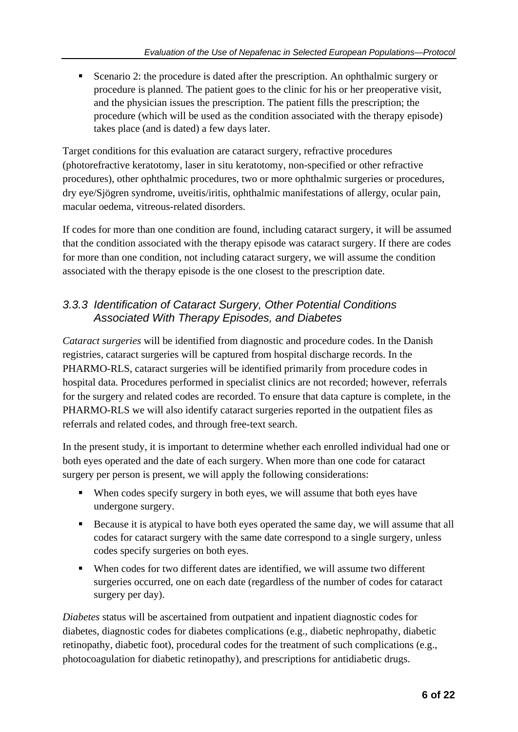- Scenario 2: the procedure is dated after the prescription. An ophthalmic surgery or procedure is planned. The patient goes to the clinic for his or her preoperative visit, and the physician issues the prescription. The patient fills the prescription; the procedure (which will be used as the condition associated with the therapy episode) takes place (and is dated) a few days later.

Target conditions for this evaluation are cataract surgery, refractive procedures (photorefractive keratotomy, laser in situ keratotomy, non-specified or other refractive procedures), other ophthalmic procedures, two or more ophthalmic surgeries or procedures, dry eye/Sjögren syndrome, uveitis/iritis, ophthalmic manifestations of allergy, ocular pain, macular oedema, vitreous-related disorders.

If codes for more than one condition are found, including cataract surgery, it will be assumed that the condition associated with the therapy episode was cataract surgery. If there are codes for more than one condition, not including cataract surgery, we will assume the condition associated with the therapy episode is the one closest to the prescription date.

### *3.3.3 Identification of Cataract Surgery, Other Potential Conditions Associated With Therapy Episodes, and Diabetes*

*Cataract surgeries* will be identified from diagnostic and procedure codes. In the Danish registries, cataract surgeries will be captured from hospital discharge records. In the PHARMO-RLS, cataract surgeries will be identified primarily from procedure codes in hospital data. Procedures performed in specialist clinics are not recorded; however, referrals for the surgery and related codes are recorded. To ensure that data capture is complete, in the PHARMO-RLS we will also identify cataract surgeries reported in the outpatient files as referrals and related codes, and through free-text search.

In the present study, it is important to determine whether each enrolled individual had one or both eyes operated and the date of each surgery. When more than one code for cataract surgery per person is present, we will apply the following considerations:

- When codes specify surgery in both eyes, we will assume that both eyes have undergone surgery.
- Because it is atypical to have both eyes operated the same day, we will assume that all codes for cataract surgery with the same date correspond to a single surgery, unless codes specify surgeries on both eyes.
- When codes for two different dates are identified, we will assume two different surgeries occurred, one on each date (regardless of the number of codes for cataract surgery per day).

*Diabetes* status will be ascertained from outpatient and inpatient diagnostic codes for diabetes, diagnostic codes for diabetes complications (e.g., diabetic nephropathy, diabetic retinopathy, diabetic foot), procedural codes for the treatment of such complications (e.g., photocoagulation for diabetic retinopathy), and prescriptions for antidiabetic drugs.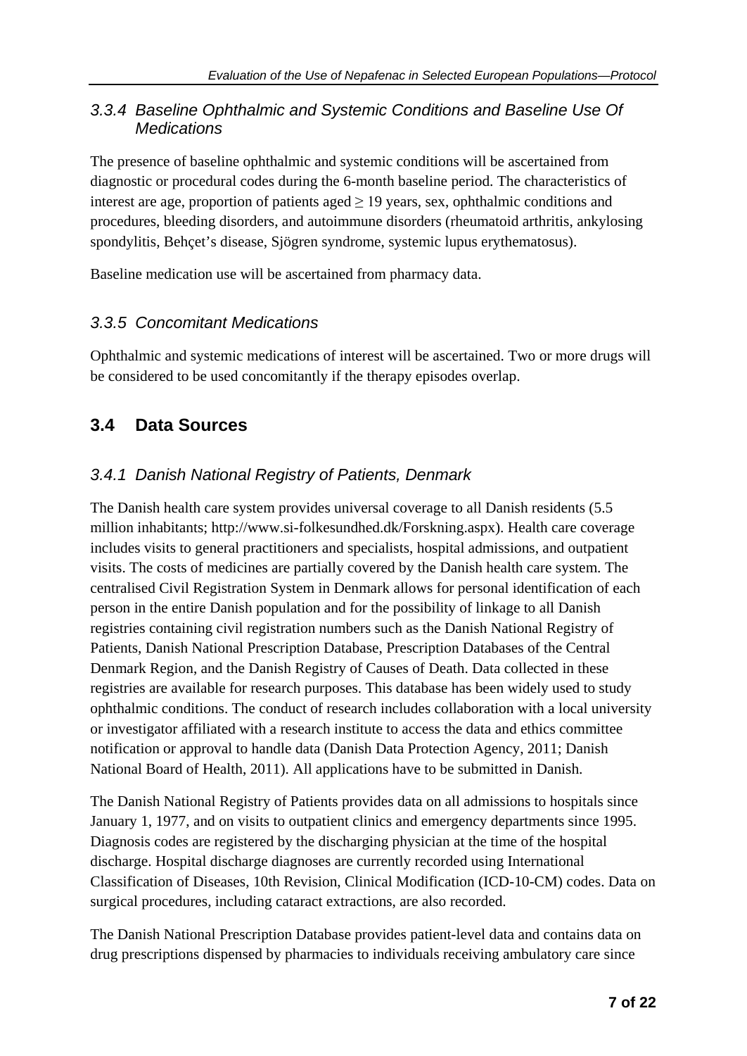### 3.3.4 Baseline Ophthalmic and Systemic Conditions and Baseline Use Of Medications

The presence of baseline ophthalmic and systemic conditions will be ascertained from diagnostic or procedural codes during the 6-month baseline period. The characteristics of interest are age, proportion of patients aged $\geq$ 19 years, sex, ophthalmic conditions and procedures, bleeding disorders, and autoimmune disorders (rheumatoid arthritis, ankylosing spondylitis, Behçet's disease, Sjögren syndrome, systemic lupus erythematosus).

Baseline medication use will be ascertained from pharmacy data.

### 3.3.5 Concomitant Medications

Ophthalmic and systemic medications of interest will be ascertained. Two or more drugs will be considered to be used concomitantly if the therapy episodes overlap.

## 3.4 Data Sources

### 3.4.1 Danish National Registry of Patients, Denmark

The Danish health care system provides universal coverage to all Danish residents (5.5 million inhabitants; http://www.si-folkesundhed.dk/Forskning.aspx). Health care coverage includes visits to general practitioners and specialists, hospital admissions, and outpatient visits. The costs of medicines are partially covered by the Danish health care system. The centralised Civil Registration System in Denmark allows for personal identification of each person in the entire Danish population and for the possibility of linkage to all Danish registries containing civil registration numbers such as the Danish National Registry of Patients, Danish National Prescription Database, Prescription Databases of the Central Denmark Region, and the Danish Registry of Causes of Death. Data collected in these registries are available for research purposes. This database has been widely used to study ophthalmic conditions. The conduct of research includes collaboration with a local university or investigator affiliated with a research institute to access the data and ethics committee notification or approval to handle data (Danish Data Protection Agency, 2011; Danish National Board of Health, 2011). All applications have to be submitted in Danish.

The Danish National Registry of Patients provides data on all admissions to hospitals since January 1, 1977, and on visits to outpatient clinics and emergency departments since 1995. Diagnosis codes are registered by the discharging physician at the time of the hospital discharge. Hospital discharge diagnoses are currently recorded using International Classification of Diseases, 10th Revision, Clinical Modification (ICD-10-CM) codes. Data on surgical procedures, including cataract extractions, are also recorded.

The Danish National Prescription Database provides patient-level data and contains data on drug prescriptions dispensed by pharmacies to individuals receiving ambulatory care since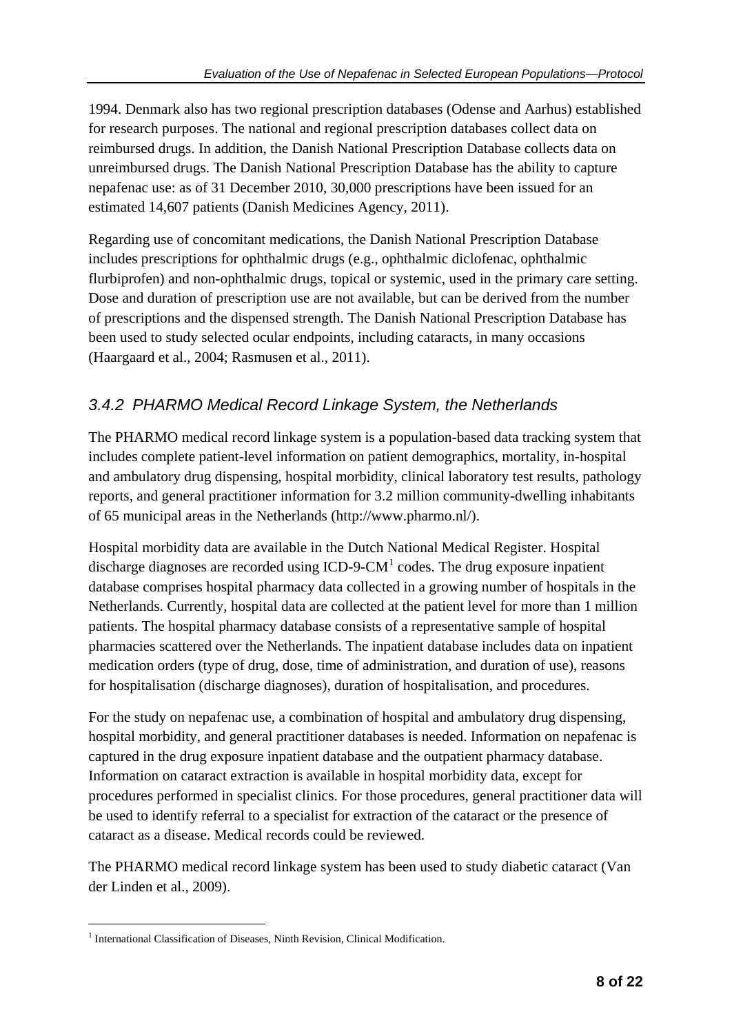1994. Denmark also has two regional prescription databases (Odense and Aarhus) established for research purposes. The national and regional prescription databases collect data on reimbursed drugs. In addition, the Danish National Prescription Database collects data on unreimbursed drugs. The Danish National Prescription Database has the ability to capture nepafenac use: as of 31 December 2010, 30,000 prescriptions have been issued for an estimated 14,607 patients (Danish Medicines Agency, 2011).

Regarding use of concomitant medications, the Danish National Prescription Database includes prescriptions for ophthalmic drugs (e.g., ophthalmic diclofenac, ophthalmic flurbiprofen) and non-ophthalmic drugs, topical or systemic, used in the primary care setting. Dose and duration of prescription use are not available, but can be derived from the number of prescriptions and the dispensed strength. The Danish National Prescription Database has been used to study selected ocular endpoints, including cataracts, in many occasions (Haargaard et al., 2004; Rasmusen et al., 2011).

### *3.4.2 PHARMO Medical Record Linkage System, the Netherlands*

The PHARMO medical record linkage system is a population-based data tracking system that includes complete patient-level information on patient demographics, mortality, in-hospital and ambulatory drug dispensing, hospital morbidity, clinical laboratory test results, pathology reports, and general practitioner information for 3.2 million community-dwelling inhabitants of 65 municipal areas in the Netherlands (http://www.pharmo.nl/).

Hospital morbidity data are available in the Dutch National Medical Register. Hospital discharge diagnoses are recorded using ICD-9-CM[1] codes. The drug exposure inpatient database comprises hospital pharmacy data collected in a growing number of hospitals in the Netherlands. Currently, hospital data are collected at the patient level for more than 1 million patients. The hospital pharmacy database consists of a representative sample of hospital pharmacies scattered over the Netherlands. The inpatient database includes data on inpatient medication orders (type of drug, dose, time of administration, and duration of use), reasons for hospitalisation (discharge diagnoses), duration of hospitalisation, and procedures.

For the study on nepafenac use, a combination of hospital and ambulatory drug dispensing, hospital morbidity, and general practitioner databases is needed. Information on nepafenac is captured in the drug exposure inpatient database and the outpatient pharmacy database. Information on cataract extraction is available in hospital morbidity data, except for procedures performed in specialist clinics. For those procedures, general practitioner data will be used to identify referral to a specialist for extraction of the cataract or the presence of cataract as a disease. Medical records could be reviewed.

The PHARMO medical record linkage system has been used to study diabetic cataract (Van der Linden et al., 2009).

[1] International Classification of Diseases, Ninth Revision, Clinical Modification.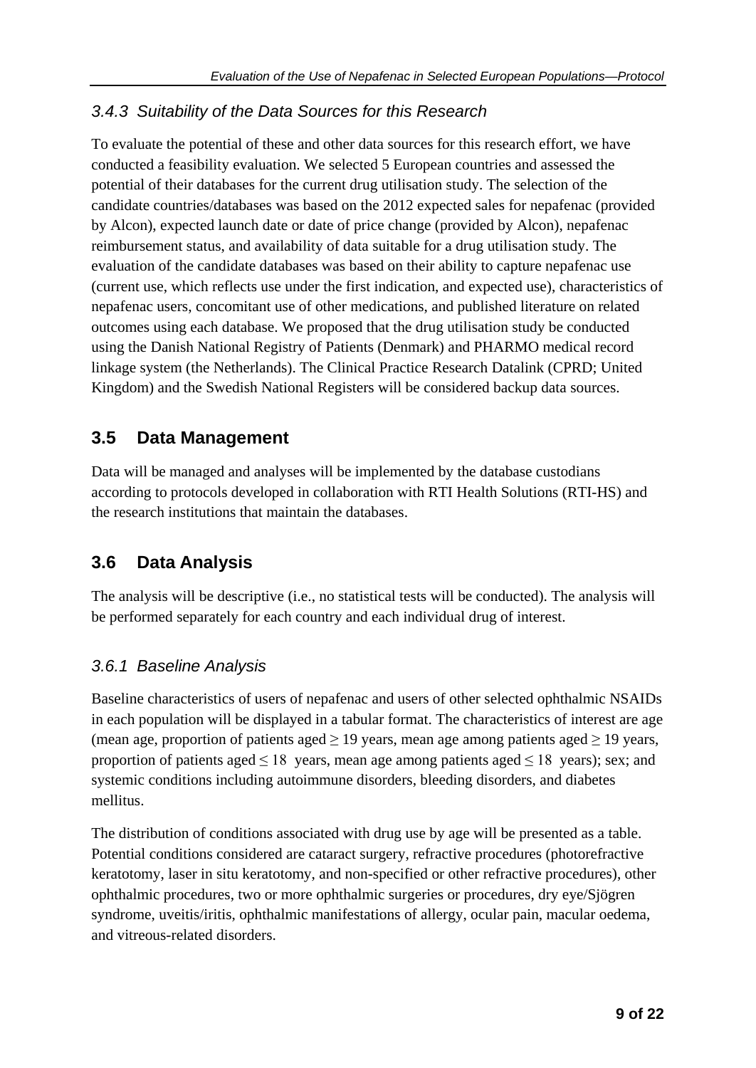### *3.4.3 Suitability of the Data Sources for this Research*

To evaluate the potential of these and other data sources for this research effort, we have conducted a feasibility evaluation. We selected 5 European countries and assessed the potential of their databases for the current drug utilisation study. The selection of the candidate countries/databases was based on the 2012 expected sales for nepafenac (provided by Alcon), expected launch date or date of price change (provided by Alcon), nepafenac reimbursement status, and availability of data suitable for a drug utilisation study. The evaluation of the candidate databases was based on their ability to capture nepafenac use (current use, which reflects use under the first indication, and expected use), characteristics of nepafenac users, concomitant use of other medications, and published literature on related outcomes using each database. We proposed that the drug utilisation study be conducted using the Danish National Registry of Patients (Denmark) and PHARMO medical record linkage system (the Netherlands). The Clinical Practice Research Datalink (CPRD; United Kingdom) and the Swedish National Registers will be considered backup data sources.

## 3.5 Data Management

Data will be managed and analyses will be implemented by the database custodians according to protocols developed in collaboration with RTI Health Solutions (RTI-HS) and the research institutions that maintain the databases.

## 3.6 Data Analysis

The analysis will be descriptive (i.e., no statistical tests will be conducted). The analysis will be performed separately for each country and each individual drug of interest.

### *3.6.1 Baseline Analysis*

Baseline characteristics of users of nepafenac and users of other selected ophthalmic NSAIDs in each population will be displayed in a tabular format. The characteristics of interest are age (mean age, proportion of patients aged $\geq 19$ years, mean age among patients aged $\geq 19$ years, proportion of patients aged $\leq 18$ years, mean age among patients aged $\leq 18$ years); sex; and systemic conditions including autoimmune disorders, bleeding disorders, and diabetes mellitus.

The distribution of conditions associated with drug use by age will be presented as a table. Potential conditions considered are cataract surgery, refractive procedures (photorefractive keratotomy, laser in situ keratotomy, and non-specified or other refractive procedures), other ophthalmic procedures, two or more ophthalmic surgeries or procedures, dry eye/Sjögren syndrome, uveitis/iritis, ophthalmic manifestations of allergy, ocular pain, macular oedema, and vitreous-related disorders.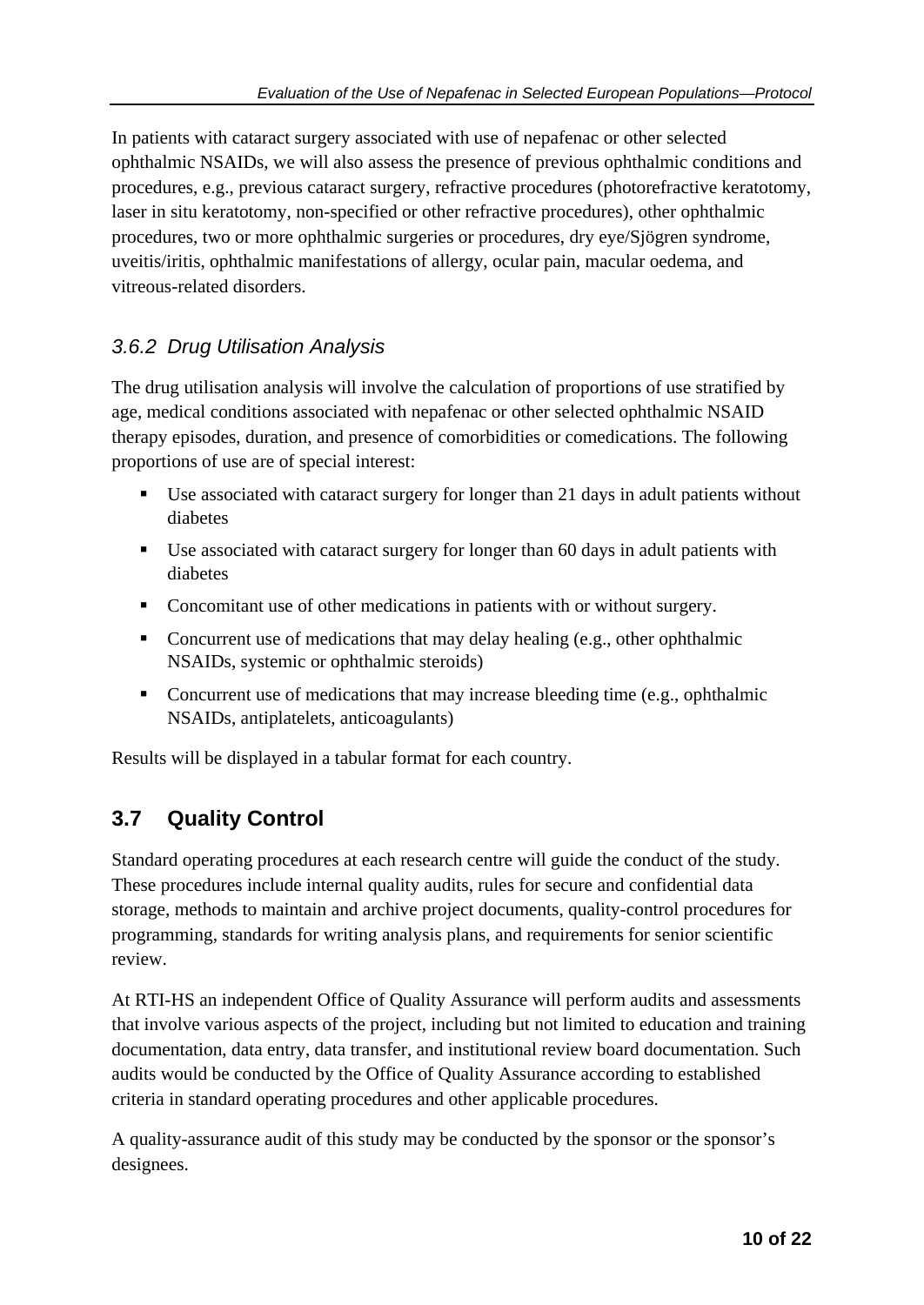In patients with cataract surgery associated with use of nepafenac or other selected ophthalmic NSAIDs, we will also assess the presence of previous ophthalmic conditions and procedures, e.g., previous cataract surgery, refractive procedures (photorefractive keratotomy, laser in situ keratotomy, non-specified or other refractive procedures), other ophthalmic procedures, two or more ophthalmic surgeries or procedures, dry eye/Sjögren syndrome, uveitis/iritis, ophthalmic manifestations of allergy, ocular pain, macular oedema, and vitreous-related disorders.

### *3.6.2 Drug Utilisation Analysis*

The drug utilisation analysis will involve the calculation of proportions of use stratified by age, medical conditions associated with nepafenac or other selected ophthalmic NSAID therapy episodes, duration, and presence of comorbidities or comedications. The following proportions of use are of special interest:

- Use associated with cataract surgery for longer than 21 days in adult patients without diabetes
- Use associated with cataract surgery for longer than 60 days in adult patients with diabetes
- Concomitant use of other medications in patients with or without surgery.
- Concurrent use of medications that may delay healing (e.g., other ophthalmic NSAIDs, systemic or ophthalmic steroids)
- Concurrent use of medications that may increase bleeding time (e.g., ophthalmic NSAIDs, antiplatelets, anticoagulants)

Results will be displayed in a tabular format for each country.

## 3.7 Quality Control

Standard operating procedures at each research centre will guide the conduct of the study. These procedures include internal quality audits, rules for secure and confidential data storage, methods to maintain and archive project documents, quality-control procedures for programming, standards for writing analysis plans, and requirements for senior scientific review.

At RTI-HS an independent Office of Quality Assurance will perform audits and assessments that involve various aspects of the project, including but not limited to education and training documentation, data entry, data transfer, and institutional review board documentation. Such audits would be conducted by the Office of Quality Assurance according to established criteria in standard operating procedures and other applicable procedures.

A quality-assurance audit of this study may be conducted by the sponsor or the sponsor's designees.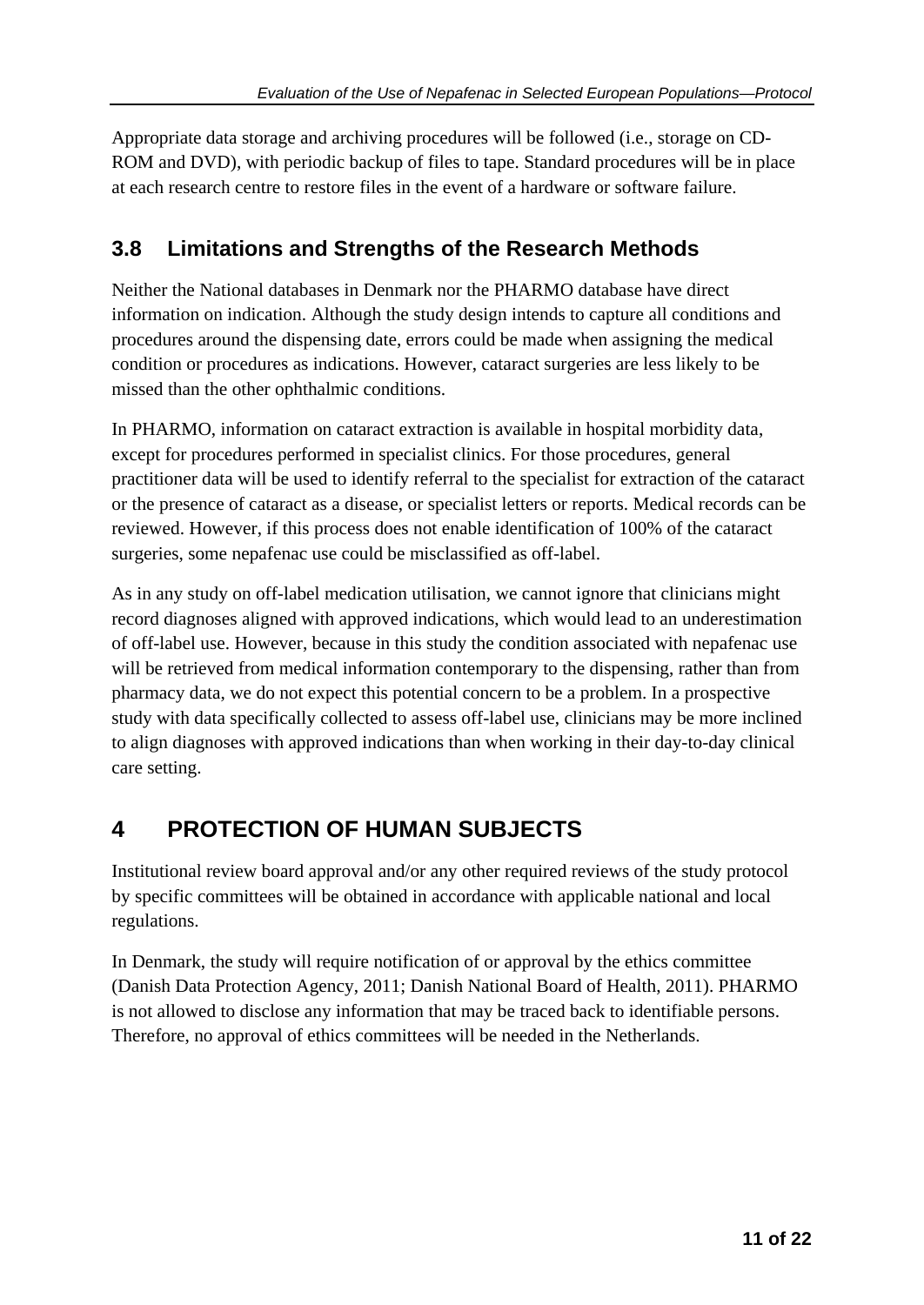Appropriate data storage and archiving procedures will be followed (i.e., storage on CD-ROM and DVD), with periodic backup of files to tape. Standard procedures will be in place at each research centre to restore files in the event of a hardware or software failure.

## 3.8 Limitations and Strengths of the Research Methods

Neither the National databases in Denmark nor the PHARMO database have direct information on indication. Although the study design intends to capture all conditions and procedures around the dispensing date, errors could be made when assigning the medical condition or procedures as indications. However, cataract surgeries are less likely to be missed than the other ophthalmic conditions.

In PHARMO, information on cataract extraction is available in hospital morbidity data, except for procedures performed in specialist clinics. For those procedures, general practitioner data will be used to identify referral to the specialist for extraction of the cataract or the presence of cataract as a disease, or specialist letters or reports. Medical records can be reviewed. However, if this process does not enable identification of 100% of the cataract surgeries, some nepafenac use could be misclassified as off-label.

As in any study on off-label medication utilisation, we cannot ignore that clinicians might record diagnoses aligned with approved indications, which would lead to an underestimation of off-label use. However, because in this study the condition associated with nepafenac use will be retrieved from medical information contemporary to the dispensing, rather than from pharmacy data, we do not expect this potential concern to be a problem. In a prospective study with data specifically collected to assess off-label use, clinicians may be more inclined to align diagnoses with approved indications than when working in their day-to-day clinical care setting.

# 4 PROTECTION OF HUMAN SUBJECTS

Institutional review board approval and/or any other required reviews of the study protocol by specific committees will be obtained in accordance with applicable national and local regulations.

In Denmark, the study will require notification of or approval by the ethics committee (Danish Data Protection Agency, 2011; Danish National Board of Health, 2011). PHARMO is not allowed to disclose any information that may be traced back to identifiable persons. Therefore, no approval of ethics committees will be needed in the Netherlands.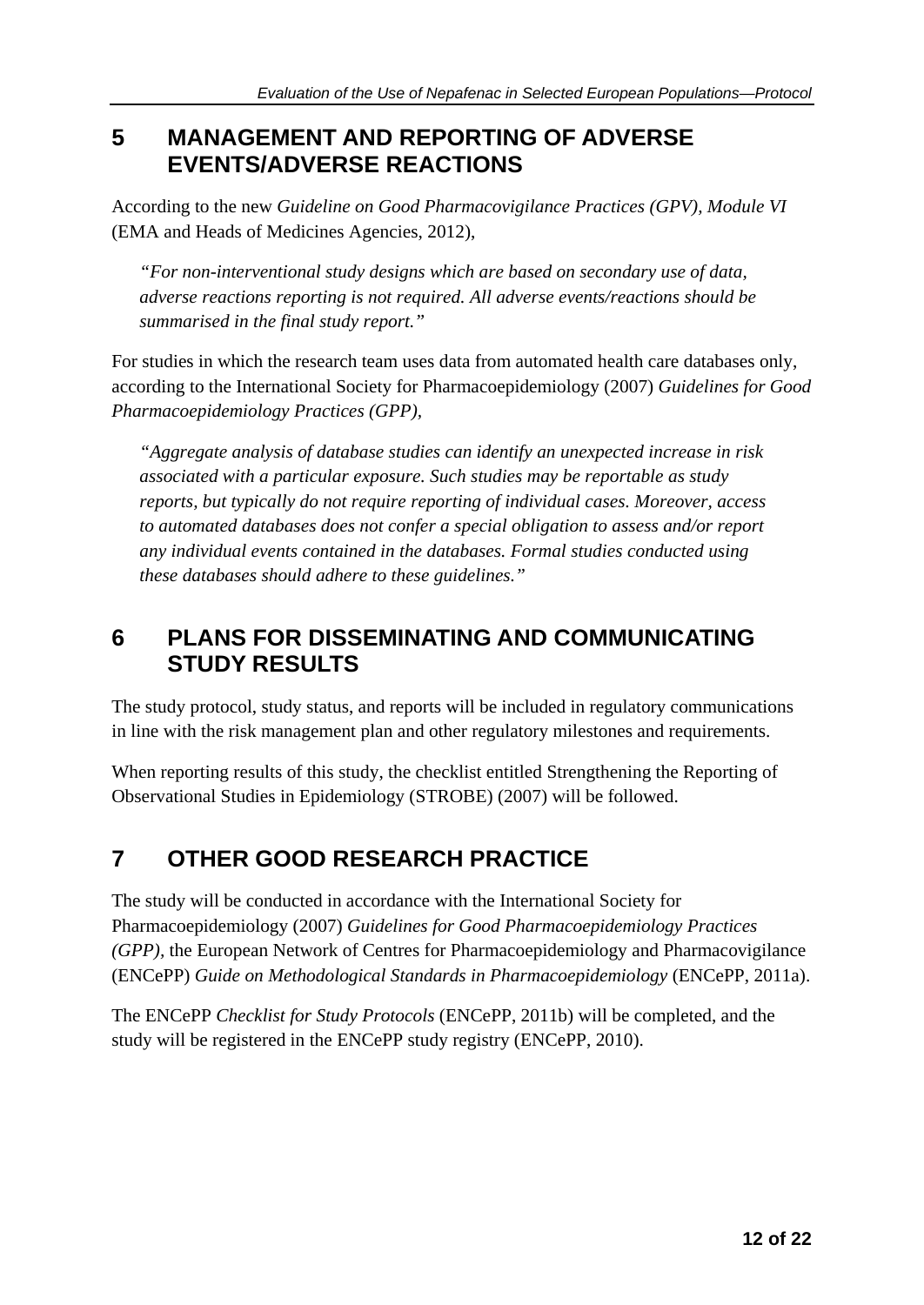# 5 MANAGEMENT AND REPORTING OF ADVERSE EVENTS/ADVERSE REACTIONS

According to the new *Guideline on Good Pharmacovigilance Practices (GPV), Module VI* (EMA and Heads of Medicines Agencies, 2012),

> *"For non-interventional study designs which are based on secondary use of data, adverse reactions reporting is not required. All adverse events/reactions should be summarised in the final study report."*

For studies in which the research team uses data from automated health care databases only, according to the International Society for Pharmacoepidemiology (2007) *Guidelines for Good Pharmacoepidemiology Practices (GPP)*,

> *"Aggregate analysis of database studies can identify an unexpected increase in risk associated with a particular exposure. Such studies may be reportable as study reports, but typically do not require reporting of individual cases. Moreover, access to automated databases does not confer a special obligation to assess and/or report any individual events contained in the databases. Formal studies conducted using these databases should adhere to these guidelines."*

# 6 PLANS FOR DISSEMINATING AND COMMUNICATING STUDY RESULTS

The study protocol, study status, and reports will be included in regulatory communications in line with the risk management plan and other regulatory milestones and requirements.

When reporting results of this study, the checklist entitled Strengthening the Reporting of Observational Studies in Epidemiology (STROBE) (2007) will be followed.

# 7 OTHER GOOD RESEARCH PRACTICE

The study will be conducted in accordance with the International Society for Pharmacoepidemiology (2007) *Guidelines for Good Pharmacoepidemiology Practices (GPP),* the European Network of Centres for Pharmacoepidemiology and Pharmacovigilance (ENCePP) *Guide on Methodological Standards in Pharmacoepidemiology* (ENCePP, 2011a).

The ENCePP *Checklist for Study Protocols* (ENCePP, 2011b) will be completed, and the study will be registered in the ENCePP study registry (ENCePP, 2010).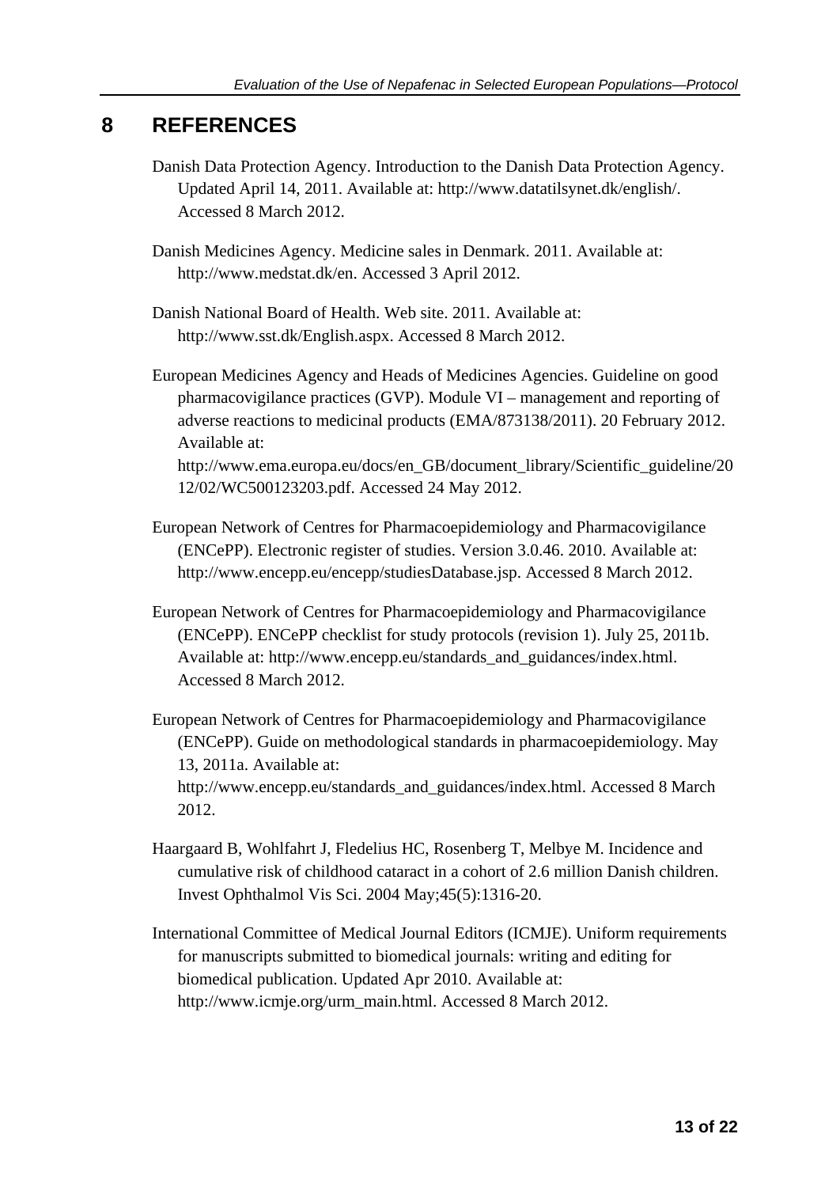# 8 REFERENCES

Danish Data Protection Agency. Introduction to the Danish Data Protection Agency. Updated April 14, 2011. Available at: http://www.datatilsynet.dk/english/. Accessed 8 March 2012.

Danish Medicines Agency. Medicine sales in Denmark. 2011. Available at: http://www.medstat.dk/en. Accessed 3 April 2012.

Danish National Board of Health. Web site. 2011. Available at: http://www.sst.dk/English.aspx. Accessed 8 March 2012.

European Medicines Agency and Heads of Medicines Agencies. Guideline on good pharmacovigilance practices (GVP). Module VI – management and reporting of adverse reactions to medicinal products (EMA/873138/2011). 20 February 2012. Available at: http://www.ema.europa.eu/docs/en_GB/document_library/Scientific_guideline/2012/02/WC500123203.pdf. Accessed 24 May 2012.

European Network of Centres for Pharmacoepidemiology and Pharmacovigilance (ENCePP). Electronic register of studies. Version 3.0.46. 2010. Available at: http://www.encepp.eu/encepp/studiesDatabase.jsp. Accessed 8 March 2012.

European Network of Centres for Pharmacoepidemiology and Pharmacovigilance (ENCePP). ENCePP checklist for study protocols (revision 1). July 25, 2011b. Available at: http://www.encepp.eu/standards_and_guidances/index.html. Accessed 8 March 2012.

European Network of Centres for Pharmacoepidemiology and Pharmacovigilance (ENCePP). Guide on methodological standards in pharmacoepidemiology. May 13, 2011a. Available at: http://www.encepp.eu/standards_and_guidances/index.html. Accessed 8 March 2012.

Haargaard B, Wohlfahrt J, Fledelius HC, Rosenberg T, Melbye M. Incidence and cumulative risk of childhood cataract in a cohort of 2.6 million Danish children. Invest Ophthalmol Vis Sci. 2004 May;45(5):1316-20.

International Committee of Medical Journal Editors (ICMJE). Uniform requirements for manuscripts submitted to biomedical journals: writing and editing for biomedical publication. Updated Apr 2010. Available at: http://www.icmje.org/urm_main.html. Accessed 8 March 2012.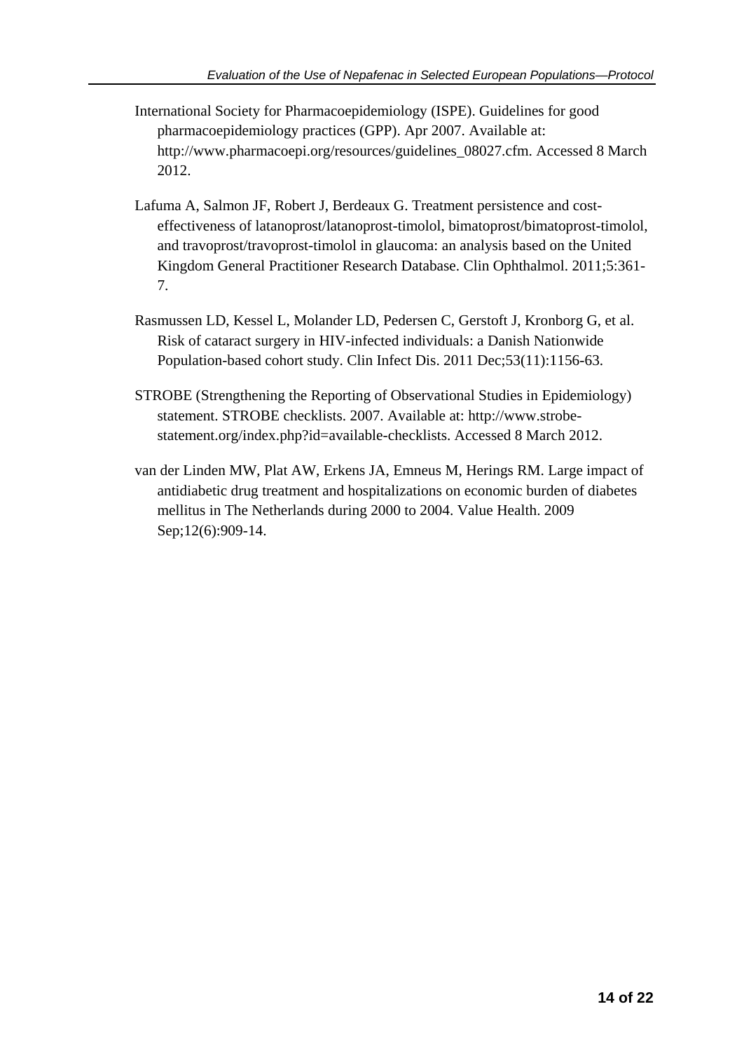International Society for Pharmacoepidemiology (ISPE). Guidelines for good pharmacoepidemiology practices (GPP). Apr 2007. Available at: http://www.pharmacoepi.org/resources/guidelines_08027.cfm. Accessed 8 March 2012.

Lafuma A, Salmon JF, Robert J, Berdeaux G. Treatment persistence and cost-effectiveness of latanoprost/latanoprost-timolol, bimatoprost/bimatoprost-timolol, and travoprost/travoprost-timolol in glaucoma: an analysis based on the United Kingdom General Practitioner Research Database. Clin Ophthalmol. 2011;5:361-7.

Rasmussen LD, Kessel L, Molander LD, Pedersen C, Gerstoft J, Kronborg G, et al. Risk of cataract surgery in HIV-infected individuals: a Danish Nationwide Population-based cohort study. Clin Infect Dis. 2011 Dec;53(11):1156-63.

STROBE (Strengthening the Reporting of Observational Studies in Epidemiology) statement. STROBE checklists. 2007. Available at: http://www.strobe-statement.org/index.php?id=available-checklists. Accessed 8 March 2012.

van der Linden MW, Plat AW, Erkens JA, Emneus M, Herings RM. Large impact of antidiabetic drug treatment and hospitalizations on economic burden of diabetes mellitus in The Netherlands during 2000 to 2004. Value Health. 2009 Sep;12(6):909-14.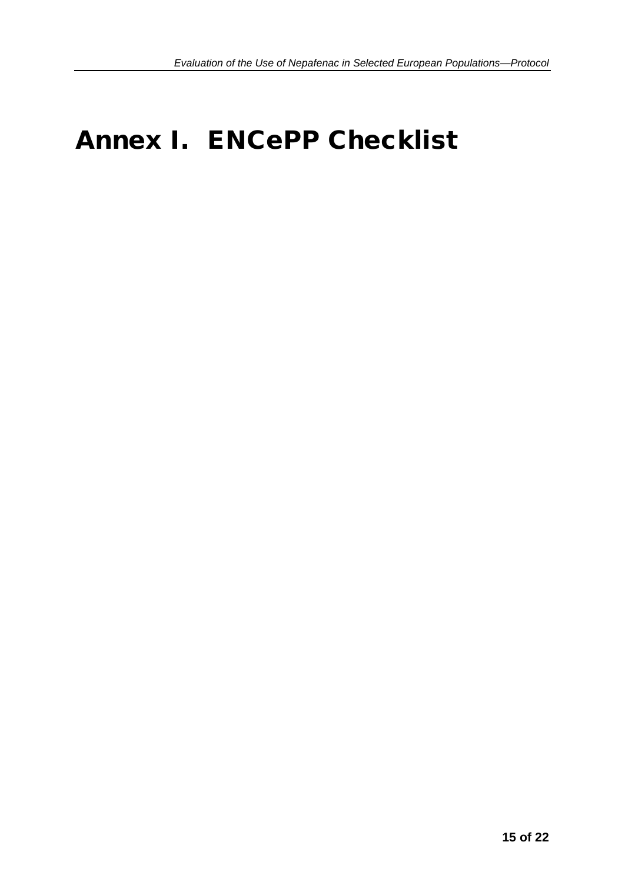# Annex I. ENCePP Checklist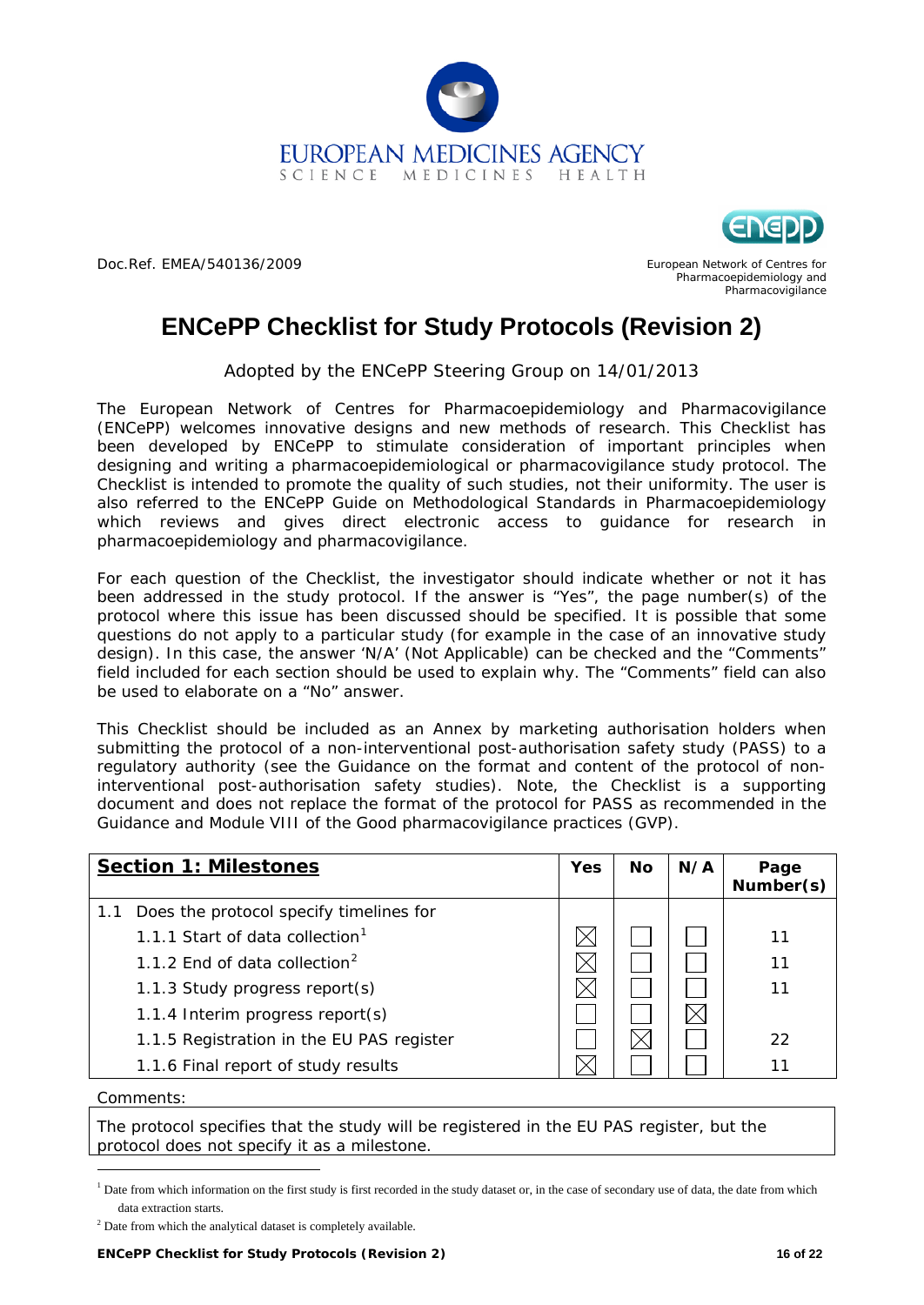EUROPEAN MEDICINES AGENCY
SCIENCE MEDICINES HEALTH

Doc.Ref. EMEA/540136/2009

European Network of Centres for Pharmacoepidemiology and Pharmacovigilance

# ENCePP Checklist for Study Protocols (Revision 2)

Adopted by the ENCePP Steering Group on 14/01/2013

The European Network of Centres for Pharmacoepidemiology and Pharmacovigilance (ENCePP) welcomes innovative designs and new methods of research. This Checklist has been developed by ENCePP to stimulate consideration of important principles when designing and writing a pharmacoepidemiological or pharmacovigilance study protocol. The Checklist is intended to promote the quality of such studies, not their uniformity. The user is also referred to the ENCePP Guide on Methodological Standards in Pharmacoepidemiology which reviews and gives direct electronic access to guidance for research in pharmacoepidemiology and pharmacovigilance.

For each question of the Checklist, the investigator should indicate whether or not it has been addressed in the study protocol. If the answer is "Yes", the page number(s) of the protocol where this issue has been discussed should be specified. It is possible that some questions do not apply to a particular study (for example in the case of an innovative study design). In this case, the answer 'N/A' (Not Applicable) can be checked and the "Comments" field included for each section should be used to explain why. The "Comments" field can also be used to elaborate on a "No" answer.

This Checklist should be included as an Annex by marketing authorisation holders when submitting the protocol of a non-interventional post-authorisation safety study (PASS) to a regulatory authority (see the Guidance on the format and content of the protocol of non-interventional post-authorisation safety studies). Note, the Checklist is a supporting document and does not replace the format of the protocol for PASS as recommended in the Guidance and Module VIII of the Good pharmacovigilance practices (GVP).

| **Section 1: Milestones** | Yes | No | N/A | Page Number(s) |
|---|---|---|---|---|
| 1.1 Does the protocol specify timelines for | | | | |
| 1.1.1 Start of data collection[1] | ☒ | ☐ | ☐ | 11 |
| 1.1.2 End of data collection[2] | ☒ | ☐ | ☐ | 11 |
| 1.1.3 Study progress report(s) | ☒ | ☐ | ☐ | 11 |
| 1.1.4 Interim progress report(s) | ☐ | ☐ | ☒ | |
| 1.1.5 Registration in the EU PAS register | ☐ | ☒ | ☐ | 22 |
| 1.1.6 Final report of study results | ☒ | ☐ | ☐ | 11 |

Comments:

The protocol specifies that the study will be registered in the EU PAS register, but the protocol does not specify it as a milestone.

[1] Date from which information on the first study is first recorded in the study dataset or, in the case of secondary use of data, the date from which data extraction starts.

[2] Date from which the analytical dataset is completely available.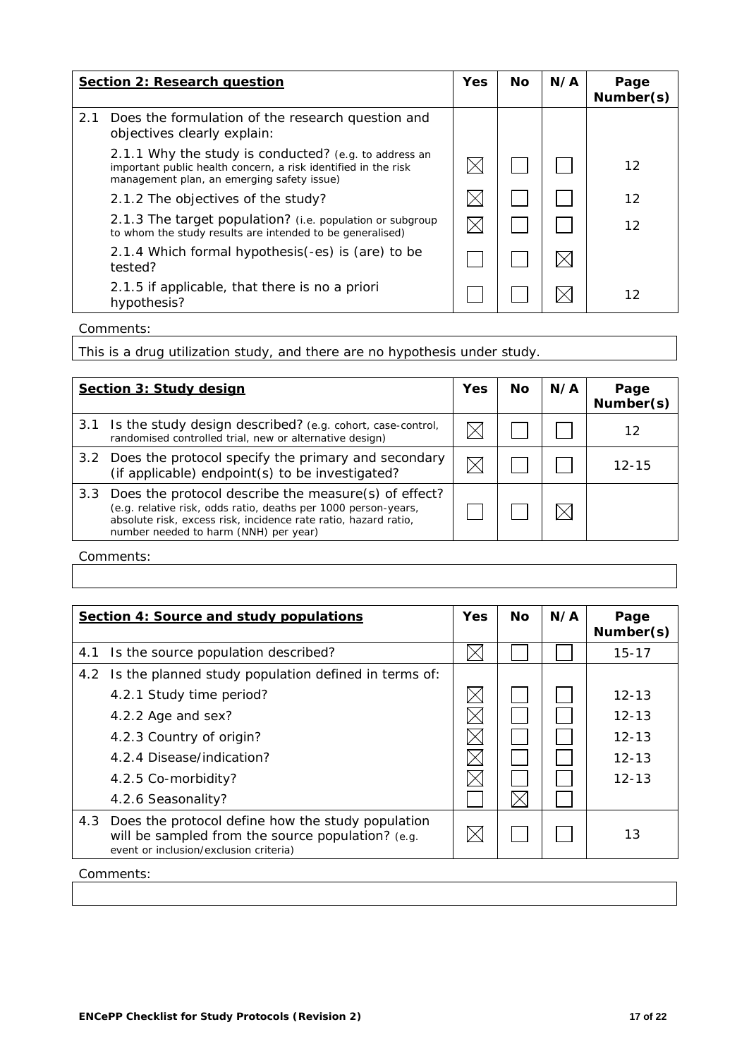| **Section 2: Research question** | Yes | No | N/A | Page Number(s) |
|---|---|---|---|---|
| 2.1 Does the formulation of the research question and objectives clearly explain: | | | | |
| 2.1.1 Why the study is conducted? (e.g. to address an important public health concern, a risk identified in the risk management plan, an emerging safety issue) | ☒ | ☐ | ☐ | 12 |
| 2.1.2 The objectives of the study? | ☒ | ☐ | ☐ | 12 |
| 2.1.3 The target population? (i.e. population or subgroup to whom the study results are intended to be generalised) | ☒ | ☐ | ☐ | 12 |
| 2.1.4 Which formal hypothesis(-es) is (are) to be tested? | ☐ | ☐ | ☒ | |
| 2.1.5 if applicable, that there is no a priori hypothesis? | ☐ | ☐ | ☒ | 12 |

Comments:

This is a drug utilization study, and there are no hypothesis under study.

| **Section 3: Study design** | Yes | No | N/A | Page Number(s) |
|---|---|---|---|---|
| 3.1 Is the study design described? (e.g. cohort, case-control, randomised controlled trial, new or alternative design) | ☒ | ☐ | ☐ | 12 |
| 3.2 Does the protocol specify the primary and secondary (if applicable) endpoint(s) to be investigated? | ☒ | ☐ | ☐ | 12-15 |
| 3.3 Does the protocol describe the measure(s) of effect? (e.g. relative risk, odds ratio, deaths per 1000 person-years, absolute risk, excess risk, incidence rate ratio, hazard ratio, number needed to harm (NNH) per year) | ☐ | ☐ | ☒ | |

Comments:

| **Section 4: Source and study populations** | Yes | No | N/A | Page Number(s) |
|---|---|---|---|---|
| 4.1 Is the source population described? | ☒ | ☐ | ☐ | 15-17 |
| 4.2 Is the planned study population defined in terms of: | | | | |
| 4.2.1 Study time period? | ☒ | ☐ | ☐ | 12-13 |
| 4.2.2 Age and sex? | ☒ | ☐ | ☐ | 12-13 |
| 4.2.3 Country of origin? | ☒ | ☐ | ☐ | 12-13 |
| 4.2.4 Disease/indication? | ☒ | ☐ | ☐ | 12-13 |
| 4.2.5 Co-morbidity? | ☒ | ☐ | ☐ | 12-13 |
| 4.2.6 Seasonality? | ☐ | ☒ | ☐ | |
| 4.3 Does the protocol define how the study population will be sampled from the source population? (e.g. event or inclusion/exclusion criteria) | ☒ | ☐ | ☐ | 13 |

Comments: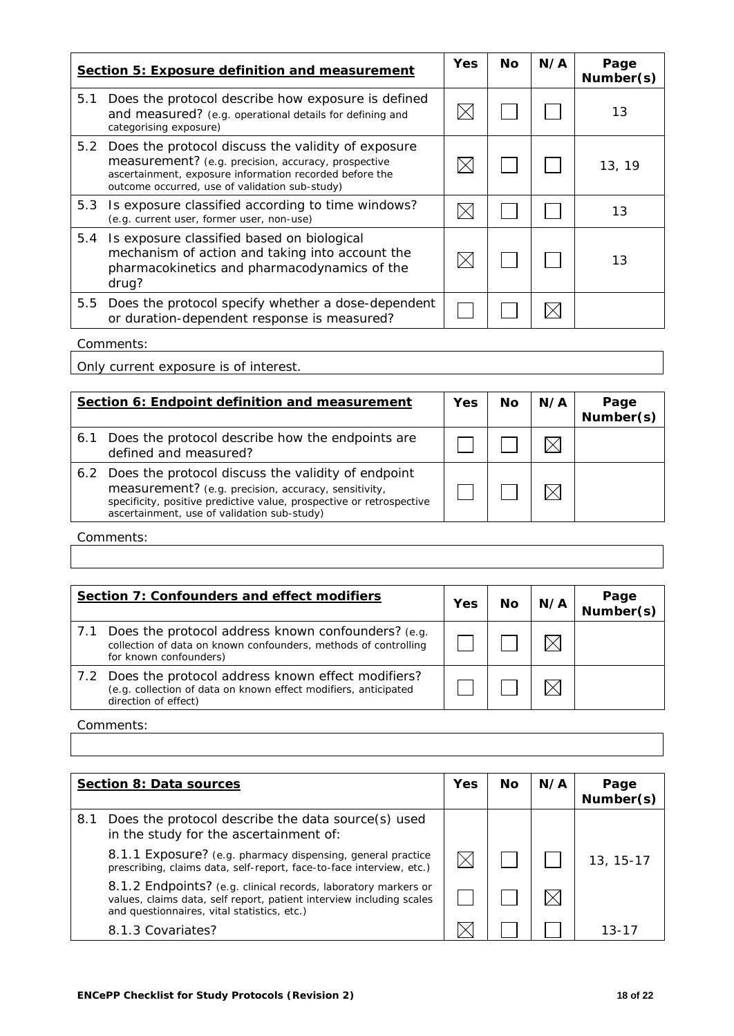| **Section 5: Exposure definition and measurement** | Yes | No | N/A | Page Number(s) |
|---|---|---|---|---|
| 5.1 Does the protocol describe how exposure is defined and measured? (e.g. operational details for defining and categorising exposure) | ☒ | ☐ | ☐ | 13 |
| 5.2 Does the protocol discuss the validity of exposure measurement? (e.g. precision, accuracy, prospective ascertainment, exposure information recorded before the outcome occurred, use of validation sub-study) | ☒ | ☐ | ☐ | 13, 19 |
| 5.3 Is exposure classified according to time windows? (e.g. current user, former user, non-use) | ☒ | ☐ | ☐ | 13 |
| 5.4 Is exposure classified based on biological mechanism of action and taking into account the pharmacokinetics and pharmacodynamics of the drug? | ☒ | ☐ | ☐ | 13 |
| 5.5 Does the protocol specify whether a dose-dependent or duration-dependent response is measured? | ☐ | ☐ | ☒ | |

Comments:

Only current exposure is of interest.

| **Section 6: Endpoint definition and measurement** | Yes | No | N/A | Page Number(s) |
|---|---|---|---|---|
| 6.1 Does the protocol describe how the endpoints are defined and measured? | ☐ | ☐ | ☒ | |
| 6.2 Does the protocol discuss the validity of endpoint measurement? (e.g. precision, accuracy, sensitivity, specificity, positive predictive value, prospective or retrospective ascertainment, use of validation sub-study) | ☐ | ☐ | ☒ | |

Comments:

| **Section 7: Confounders and effect modifiers** | Yes | No | N/A | Page Number(s) |
|---|---|---|---|---|
| 7.1 Does the protocol address known confounders? (e.g. collection of data on known confounders, methods of controlling for known confounders) | ☐ | ☐ | ☒ | |
| 7.2 Does the protocol address known effect modifiers? (e.g. collection of data on known effect modifiers, anticipated direction of effect) | ☐ | ☐ | ☒ | |

Comments:

| **Section 8: Data sources** | Yes | No | N/A | Page Number(s) |
|---|---|---|---|---|
| 8.1 Does the protocol describe the data source(s) used in the study for the ascertainment of: | | | | |
| 8.1.1 Exposure? (e.g. pharmacy dispensing, general practice prescribing, claims data, self-report, face-to-face interview, etc.) | ☒ | ☐ | ☐ | 13, 15-17 |
| 8.1.2 Endpoints? (e.g. clinical records, laboratory markers or values, claims data, self report, patient interview including scales and questionnaires, vital statistics, etc.) | ☐ | ☐ | ☒ | |
| 8.1.3 Covariates? | ☒ | ☐ | ☐ | 13-17 |

**ENCePP Checklist for Study Protocols (Revision 2)**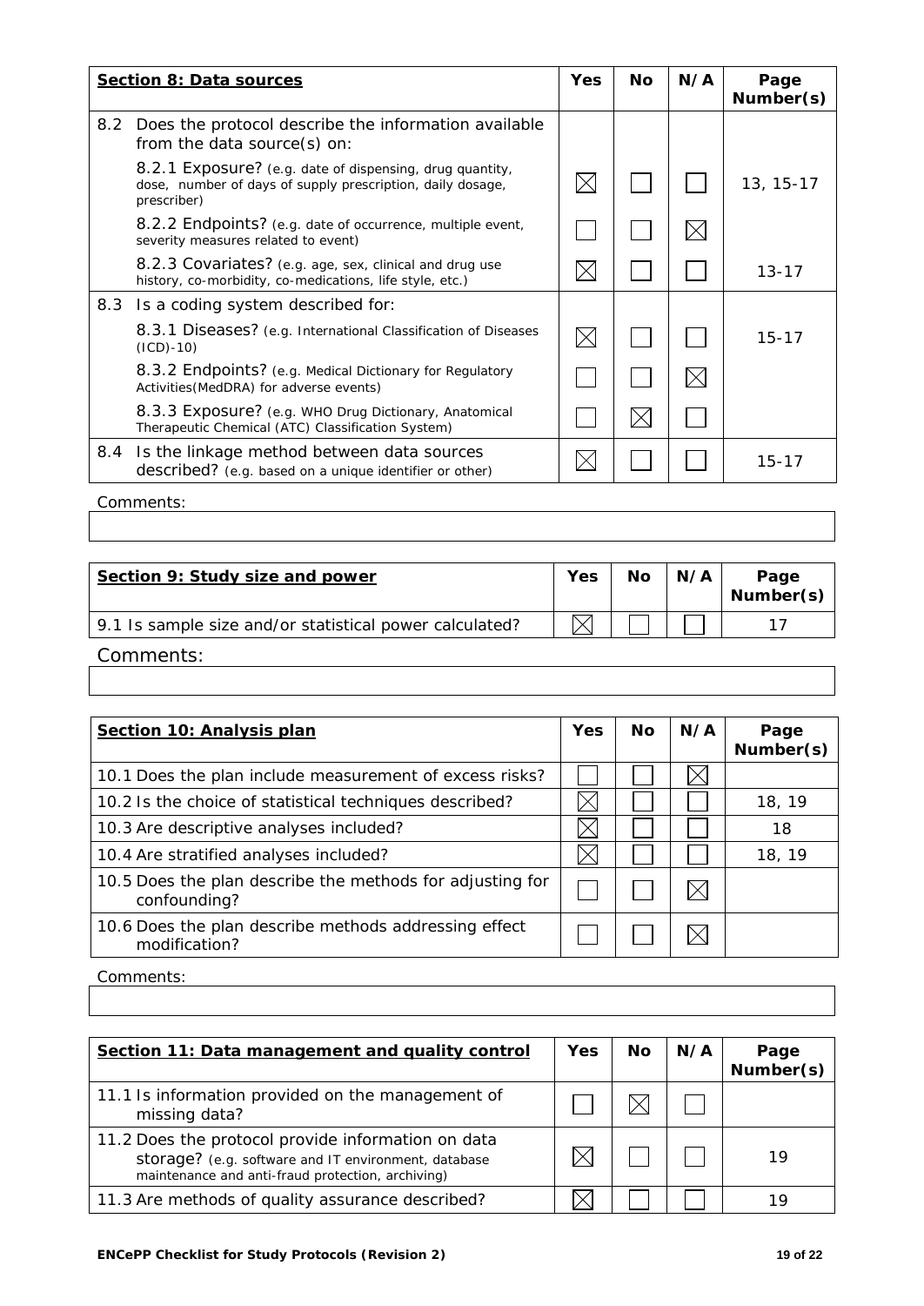| **Section 8: Data sources** | **Yes** | **No** | **N/A** | **Page Number(s)** |
|---|---|---|---|---|
| 8.2 Does the protocol describe the information available from the data source(s) on: | | | | |
| 8.2.1 Exposure? (e.g. date of dispensing, drug quantity, dose, number of days of supply prescription, daily dosage, prescriber) | ☒ | ☐ | ☐ | 13, 15-17 |
| 8.2.2 Endpoints? (e.g. date of occurrence, multiple event, severity measures related to event) | ☐ | ☐ | ☒ | |
| 8.2.3 Covariates? (e.g. age, sex, clinical and drug use history, co-morbidity, co-medications, life style, etc.) | ☒ | ☐ | ☐ | 13-17 |
| 8.3 Is a coding system described for: | | | | |
| 8.3.1 Diseases? (e.g. International Classification of Diseases (ICD)-10) | ☒ | ☐ | ☐ | 15-17 |
| 8.3.2 Endpoints? (e.g. Medical Dictionary for Regulatory Activities(MedDRA) for adverse events) | ☐ | ☐ | ☒ | |
| 8.3.3 Exposure? (e.g. WHO Drug Dictionary, Anatomical Therapeutic Chemical (ATC) Classification System) | ☐ | ☒ | ☐ | |
| 8.4 Is the linkage method between data sources described? (e.g. based on a unique identifier or other) | ☒ | ☐ | ☐ | 15-17 |

Comments:

| **Section 9: Study size and power** | **Yes** | **No** | **N/A** | **Page Number(s)** |
|---|---|---|---|---|
| 9.1 Is sample size and/or statistical power calculated? | ☒ | ☐ | ☐ | 17 |

Comments:

| **Section 10: Analysis plan** | **Yes** | **No** | **N/A** | **Page Number(s)** |
|---|---|---|---|---|
| 10.1 Does the plan include measurement of excess risks? | ☐ | ☐ | ☒ | |
| 10.2 Is the choice of statistical techniques described? | ☒ | ☐ | ☐ | 18, 19 |
| 10.3 Are descriptive analyses included? | ☒ | ☐ | ☐ | 18 |
| 10.4 Are stratified analyses included? | ☒ | ☐ | ☐ | 18, 19 |
| 10.5 Does the plan describe the methods for adjusting for confounding? | ☐ | ☐ | ☒ | |
| 10.6 Does the plan describe methods addressing effect modification? | ☐ | ☐ | ☒ | |

Comments:

| **Section 11: Data management and quality control** | **Yes** | **No** | **N/A** | **Page Number(s)** |
|---|---|---|---|---|
| 11.1 Is information provided on the management of missing data? | ☐ | ☒ | ☐ | |
| 11.2 Does the protocol provide information on data storage? (e.g. software and IT environment, database maintenance and anti-fraud protection, archiving) | ☒ | ☐ | ☐ | 19 |
| 11.3 Are methods of quality assurance described? | ☒ | ☐ | ☐ | 19 |

**ENCePP Checklist for Study Protocols (Revision 2)**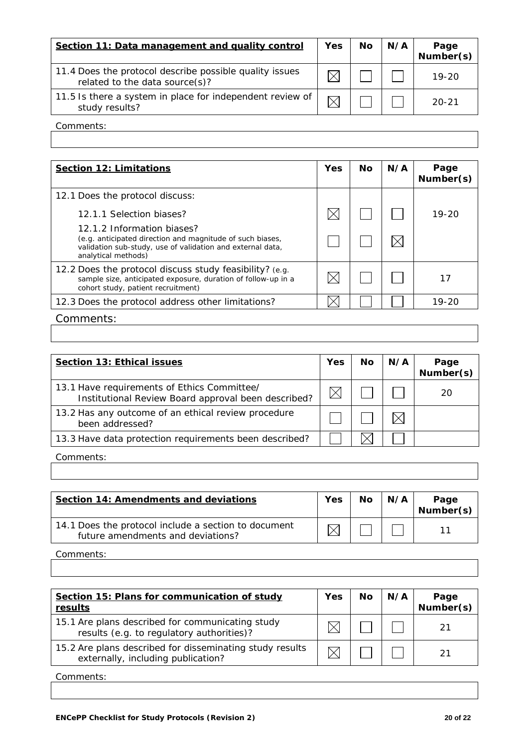| **Section 11: Data management and quality control** | Yes | No | N/A | Page Number(s) |
|---|---|---|---|---|
| 11.4 Does the protocol describe possible quality issues related to the data source(s)? | ☒ | ☐ | ☐ | 19-20 |
| 11.5 Is there a system in place for independent review of study results? | ☒ | ☐ | ☐ | 20-21 |

Comments:

| **Section 12: Limitations** | Yes | No | N/A | Page Number(s) |
|---|---|---|---|---|
| 12.1 Does the protocol discuss: | | | | |
| 12.1.1 Selection biases? | ☒ | ☐ | ☐ | 19-20 |
| 12.1.2 Information biases? (e.g. anticipated direction and magnitude of such biases, validation sub-study, use of validation and external data, analytical methods) | ☐ | ☐ | ☒ | |
| 12.2 Does the protocol discuss study feasibility? (e.g. sample size, anticipated exposure, duration of follow-up in a cohort study, patient recruitment) | ☒ | ☐ | ☐ | 17 |
| 12.3 Does the protocol address other limitations? | ☒ | ☐ | ☐ | 19-20 |

Comments:

| **Section 13: Ethical issues** | Yes | No | N/A | Page Number(s) |
|---|---|---|---|---|
| 13.1 Have requirements of Ethics Committee/ Institutional Review Board approval been described? | ☒ | ☐ | ☐ | 20 |
| 13.2 Has any outcome of an ethical review procedure been addressed? | ☐ | ☐ | ☒ | |
| 13.3 Have data protection requirements been described? | ☐ | ☒ | ☐ | |

Comments:

| **Section 14: Amendments and deviations** | Yes | No | N/A | Page Number(s) |
|---|---|---|---|---|
| 14.1 Does the protocol include a section to document future amendments and deviations? | ☒ | ☐ | ☐ | 11 |

Comments:

| **Section 15: Plans for communication of study results** | Yes | No | N/A | Page Number(s) |
|---|---|---|---|---|
| 15.1 Are plans described for communicating study results (e.g. to regulatory authorities)? | ☒ | ☐ | ☐ | 21 |
| 15.2 Are plans described for disseminating study results externally, including publication? | ☒ | ☐ | ☐ | 21 |

Comments: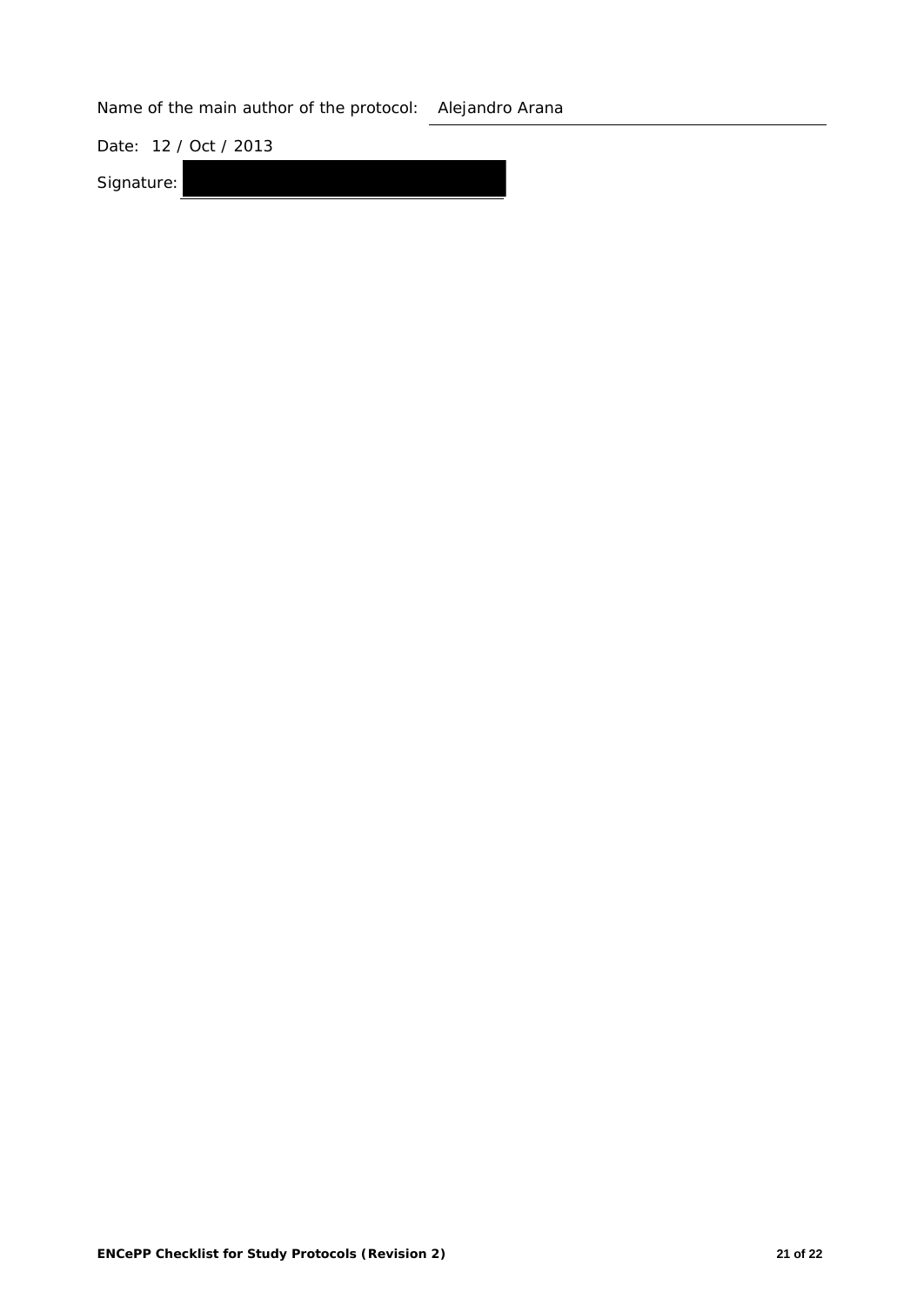Name of the main author of the protocol: Alejandro Arana

Date: 12 / Oct / 2013

Signature: